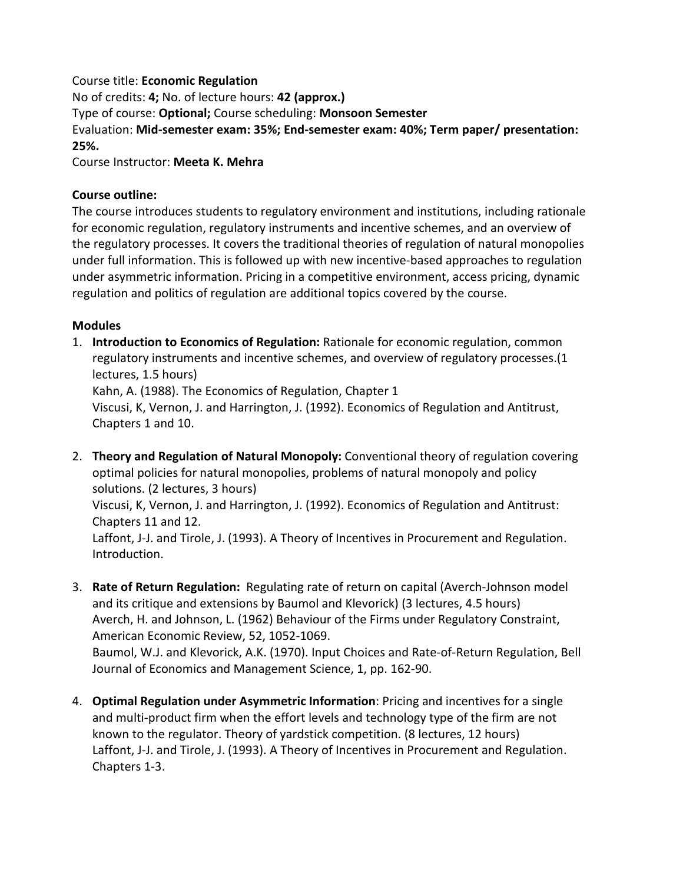Course title: **Economic Regulation**
No of credits: **4;** No. of lecture hours: **42 (approx.)**
Type of course: **Optional;** Course scheduling: **Monsoon Semester**
Evaluation: **Mid-semester exam: 35%; End-semester exam: 40%; Term paper/ presentation: 25%.**
Course Instructor: **Meeta K. Mehra**

**Course outline:**

The course introduces students to regulatory environment and institutions, including rationale for economic regulation, regulatory instruments and incentive schemes, and an overview of the regulatory processes. It covers the traditional theories of regulation of natural monopolies under full information. This is followed up with new incentive-based approaches to regulation under asymmetric information. Pricing in a competitive environment, access pricing, dynamic regulation and politics of regulation are additional topics covered by the course.

**Modules**

1. **Introduction to Economics of Regulation:** Rationale for economic regulation, common regulatory instruments and incentive schemes, and overview of regulatory processes.(1 lectures, 1.5 hours)
   Kahn, A. (1988). The Economics of Regulation, Chapter 1
   Viscusi, K, Vernon, J. and Harrington, J. (1992). Economics of Regulation and Antitrust, Chapters 1 and 10.

2. **Theory and Regulation of Natural Monopoly:** Conventional theory of regulation covering optimal policies for natural monopolies, problems of natural monopoly and policy solutions. (2 lectures, 3 hours)
   Viscusi, K, Vernon, J. and Harrington, J. (1992). Economics of Regulation and Antitrust: Chapters 11 and 12.
   Laffont, J-J. and Tirole, J. (1993). A Theory of Incentives in Procurement and Regulation. Introduction.

3. **Rate of Return Regulation:** Regulating rate of return on capital (Averch-Johnson model and its critique and extensions by Baumol and Klevorick) (3 lectures, 4.5 hours)
   Averch, H. and Johnson, L. (1962) Behaviour of the Firms under Regulatory Constraint, American Economic Review, 52, 1052-1069.
   Baumol, W.J. and Klevorick, A.K. (1970). Input Choices and Rate-of-Return Regulation, Bell Journal of Economics and Management Science, 1, pp. 162-90.

4. **Optimal Regulation under Asymmetric Information**: Pricing and incentives for a single and multi-product firm when the effort levels and technology type of the firm are not known to the regulator. Theory of yardstick competition. (8 lectures, 12 hours)
   Laffont, J-J. and Tirole, J. (1993). A Theory of Incentives in Procurement and Regulation. Chapters 1-3.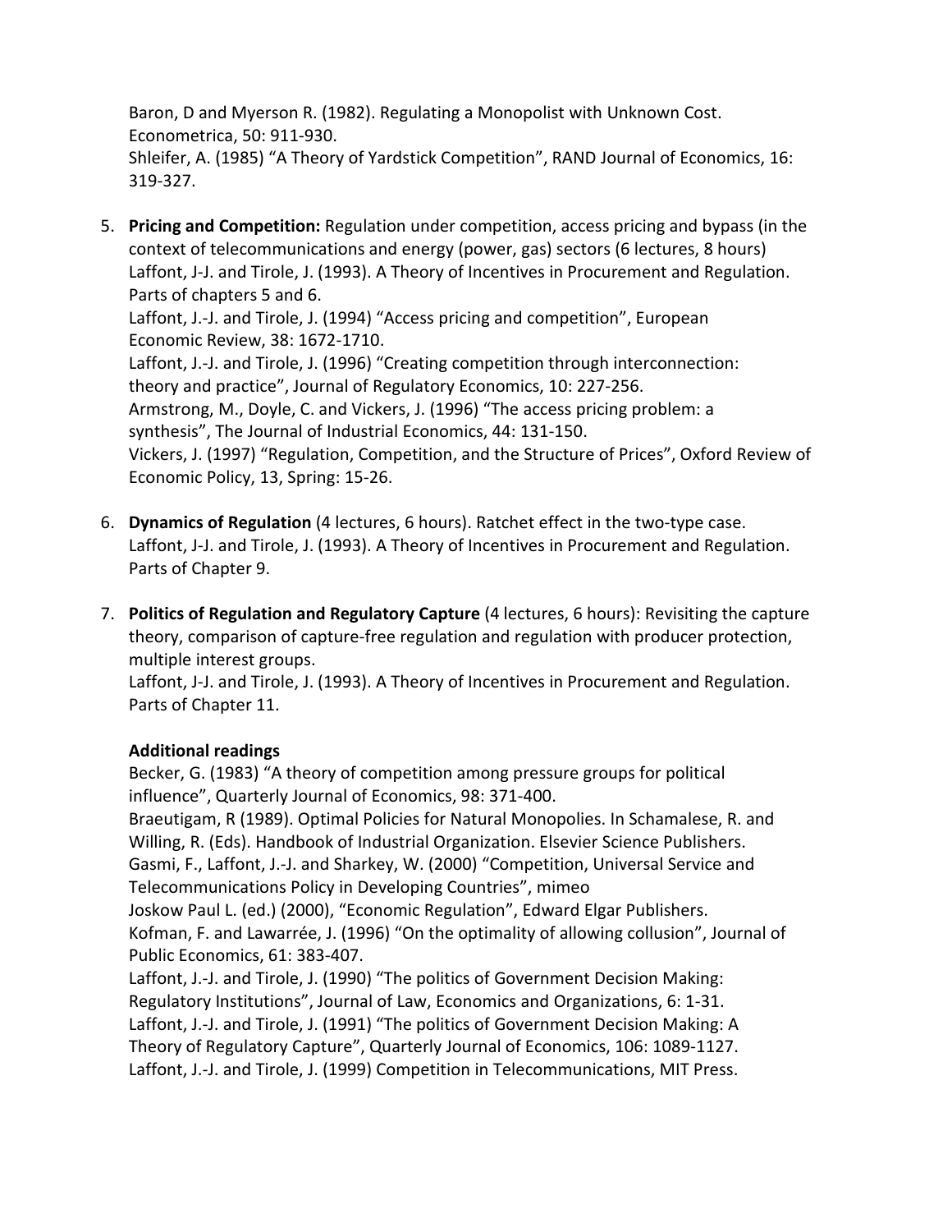Baron, D and Myerson R. (1982). Regulating a Monopolist with Unknown Cost. Econometrica, 50: 911-930.
Shleifer, A. (1985) "A Theory of Yardstick Competition", RAND Journal of Economics, 16: 319-327.

5. **Pricing and Competition:** Regulation under competition, access pricing and bypass (in the context of telecommunications and energy (power, gas) sectors (6 lectures, 8 hours)
   Laffont, J-J. and Tirole, J. (1993). A Theory of Incentives in Procurement and Regulation. Parts of chapters 5 and 6.
   Laffont, J.-J. and Tirole, J. (1994) "Access pricing and competition", European Economic Review, 38: 1672-1710.
   Laffont, J.-J. and Tirole, J. (1996) "Creating competition through interconnection: theory and practice", Journal of Regulatory Economics, 10: 227-256.
   Armstrong, M., Doyle, C. and Vickers, J. (1996) "The access pricing problem: a synthesis", The Journal of Industrial Economics, 44: 131-150.
   Vickers, J. (1997) "Regulation, Competition, and the Structure of Prices", Oxford Review of Economic Policy, 13, Spring: 15-26.

6. **Dynamics of Regulation** (4 lectures, 6 hours). Ratchet effect in the two-type case.
   Laffont, J-J. and Tirole, J. (1993). A Theory of Incentives in Procurement and Regulation. Parts of Chapter 9.

7. **Politics of Regulation and Regulatory Capture** (4 lectures, 6 hours): Revisiting the capture theory, comparison of capture-free regulation and regulation with producer protection, multiple interest groups.
   Laffont, J-J. and Tirole, J. (1993). A Theory of Incentives in Procurement and Regulation. Parts of Chapter 11.

**Additional readings**

Becker, G. (1983) "A theory of competition among pressure groups for political influence", Quarterly Journal of Economics, 98: 371-400.
Braeutigam, R (1989). Optimal Policies for Natural Monopolies. In Schamalese, R. and Willing, R. (Eds). Handbook of Industrial Organization. Elsevier Science Publishers.
Gasmi, F., Laffont, J.-J. and Sharkey, W. (2000) "Competition, Universal Service and Telecommunications Policy in Developing Countries", mimeo
Joskow Paul L. (ed.) (2000), "Economic Regulation", Edward Elgar Publishers.
Kofman, F. and Lawarrée, J. (1996) "On the optimality of allowing collusion", Journal of Public Economics, 61: 383-407.
Laffont, J.-J. and Tirole, J. (1990) "The politics of Government Decision Making: Regulatory Institutions", Journal of Law, Economics and Organizations, 6: 1-31.
Laffont, J.-J. and Tirole, J. (1991) "The politics of Government Decision Making: A Theory of Regulatory Capture", Quarterly Journal of Economics, 106: 1089-1127.
Laffont, J.-J. and Tirole, J. (1999) Competition in Telecommunications, MIT Press.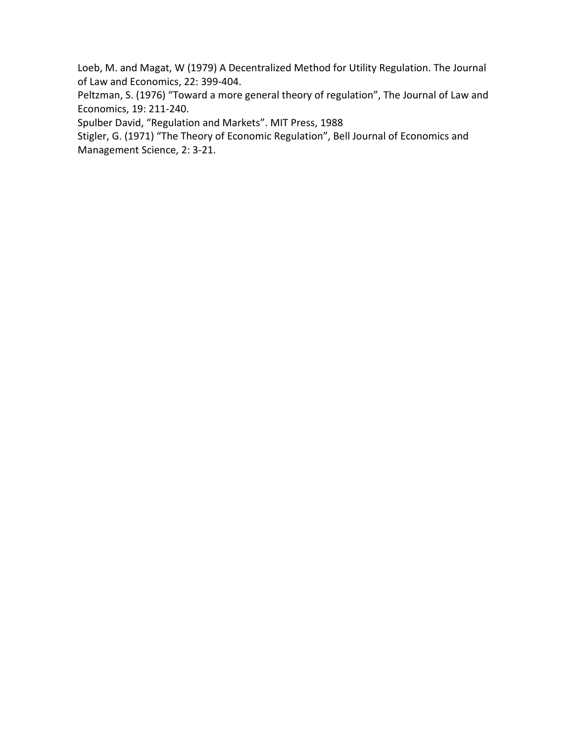Loeb, M. and Magat, W (1979) A Decentralized Method for Utility Regulation. The Journal of Law and Economics, 22: 399-404.

Peltzman, S. (1976) “Toward a more general theory of regulation”, The Journal of Law and Economics, 19: 211-240.

Spulber David, “Regulation and Markets”. MIT Press, 1988

Stigler, G. (1971) “The Theory of Economic Regulation”, Bell Journal of Economics and Management Science, 2: 3-21.